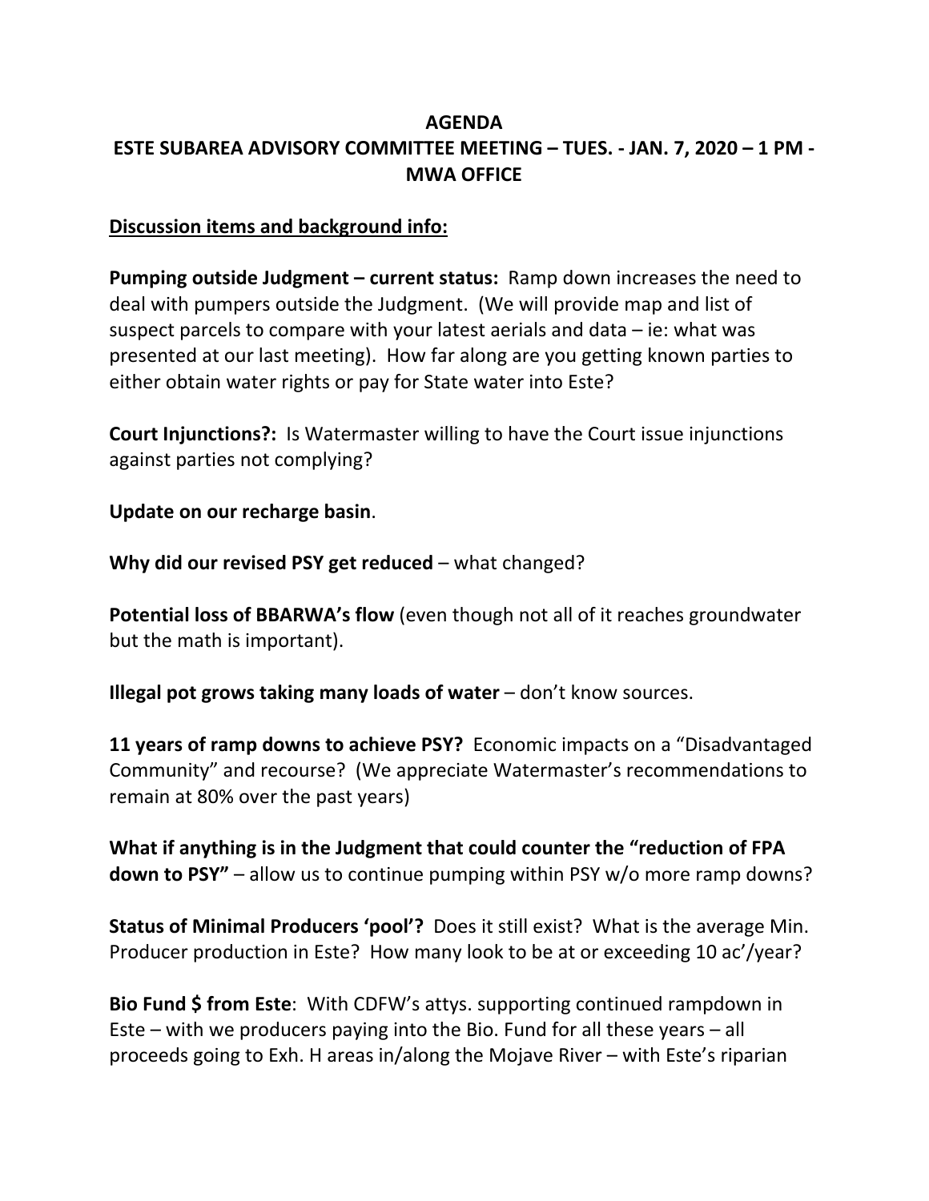**AGENDA**

**ESTE SUBAREA ADVISORY COMMITTEE MEETING – TUES. - JAN. 7, 2020 – 1 PM - MWA OFFICE**

**Discussion items and background info:**

**Pumping outside Judgment – current status:** Ramp down increases the need to deal with pumpers outside the Judgment. (We will provide map and list of suspect parcels to compare with your latest aerials and data – ie: what was presented at our last meeting). How far along are you getting known parties to either obtain water rights or pay for State water into Este?

**Court Injunctions?:** Is Watermaster willing to have the Court issue injunctions against parties not complying?

**Update on our recharge basin**.

**Why did our revised PSY get reduced** – what changed?

**Potential loss of BBARWA's flow** (even though not all of it reaches groundwater but the math is important).

**Illegal pot grows taking many loads of water** – don't know sources.

**11 years of ramp downs to achieve PSY?** Economic impacts on a "Disadvantaged Community" and recourse? (We appreciate Watermaster's recommendations to remain at 80% over the past years)

**What if anything is in the Judgment that could counter the "reduction of FPA down to PSY"** – allow us to continue pumping within PSY w/o more ramp downs?

**Status of Minimal Producers 'pool'?** Does it still exist? What is the average Min. Producer production in Este? How many look to be at or exceeding 10 ac'/year?

**Bio Fund $ from Este**: With CDFW's attys. supporting continued rampdown in Este – with we producers paying into the Bio. Fund for all these years – all proceeds going to Exh. H areas in/along the Mojave River – with Este's riparian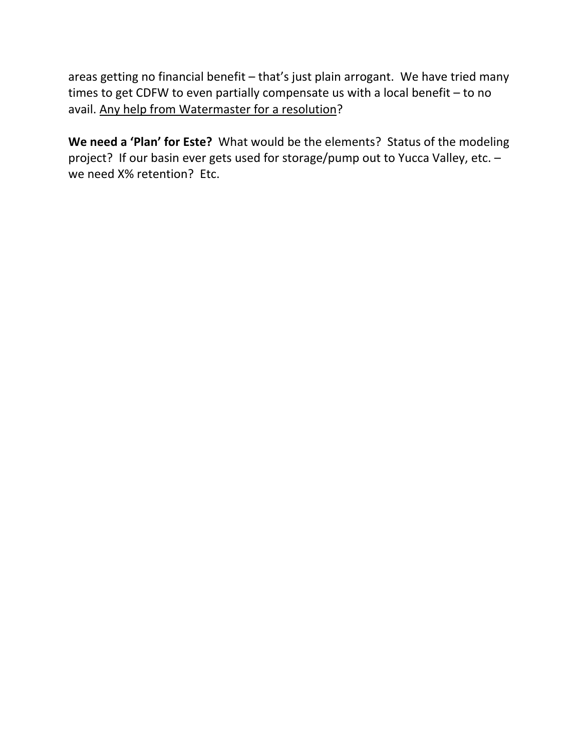areas getting no financial benefit – that's just plain arrogant. We have tried many times to get CDFW to even partially compensate us with a local benefit – to no avail. <u>Any help from Watermaster for a resolution</u>?

**We need a 'Plan' for Este?** What would be the elements? Status of the modeling project? If our basin ever gets used for storage/pump out to Yucca Valley, etc. – we need X% retention? Etc.